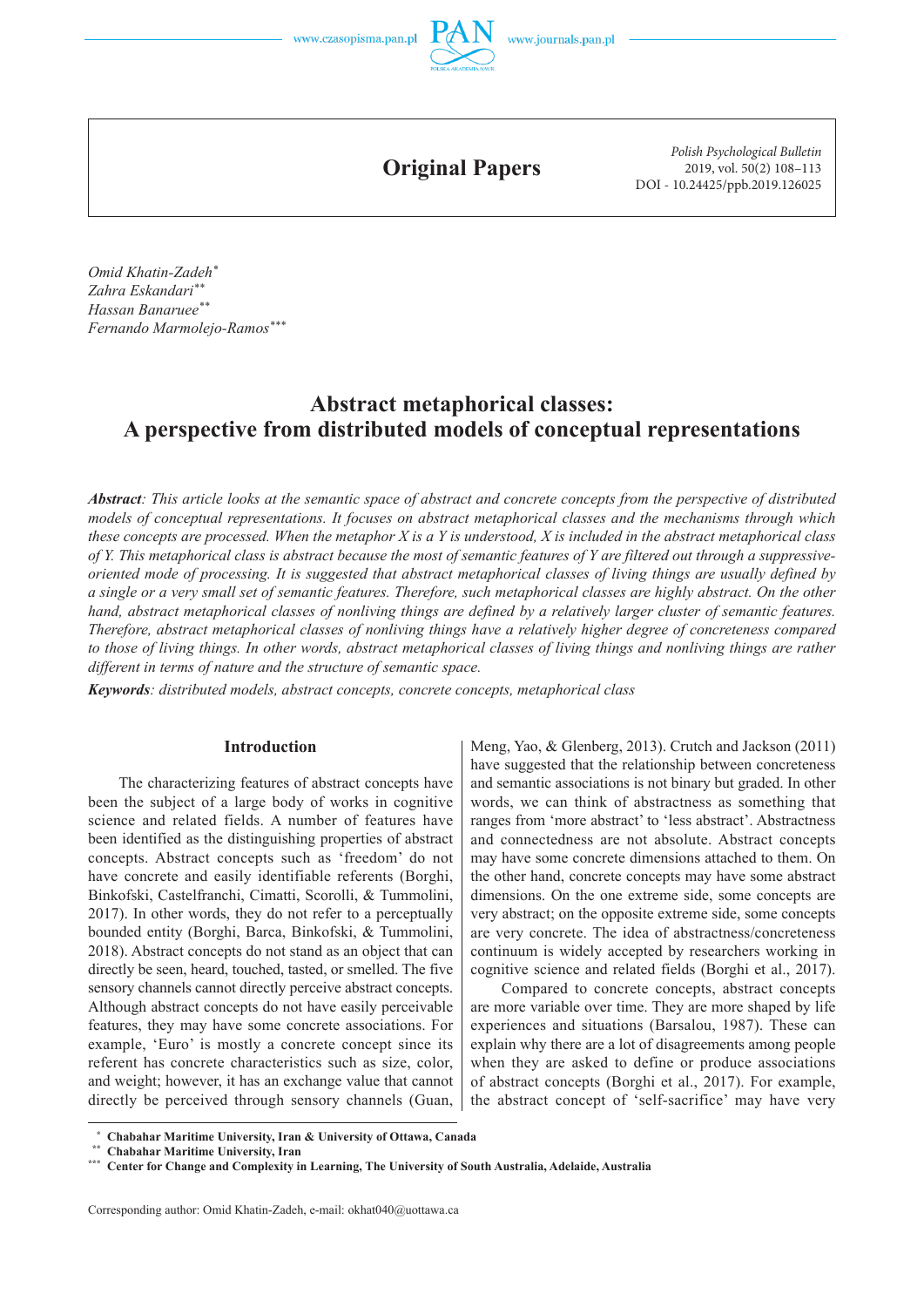**Original Papers**

*Polish Psychological Bulletin*
2019, vol. 50(2) 108–113
DOI - 10.24425/ppb.2019.126025

*Omid Khatin-Zadeh*[*]
*Zahra Eskandari*[**]
*Hassan Banaruee*[**]
*Fernando Marmolejo-Ramos*[***]

# Abstract metaphorical classes: A perspective from distributed models of conceptual representations

***Abstract****: This article looks at the semantic space of abstract and concrete concepts from the perspective of distributed models of conceptual representations. It focuses on abstract metaphorical classes and the mechanisms through which these concepts are processed. When the metaphor X is a Y is understood, X is included in the abstract metaphorical class of Y. This metaphorical class is abstract because the most of semantic features of Y are filtered out through a suppressive-oriented mode of processing. It is suggested that abstract metaphorical classes of living things are usually defined by a single or a very small set of semantic features. Therefore, such metaphorical classes are highly abstract. On the other hand, abstract metaphorical classes of nonliving things are defined by a relatively larger cluster of semantic features. Therefore, abstract metaphorical classes of nonliving things have a relatively higher degree of concreteness compared to those of living things. In other words, abstract metaphorical classes of living things and nonliving things are rather different in terms of nature and the structure of semantic space.*

***Keywords****: distributed models, abstract concepts, concrete concepts, metaphorical class*

## Introduction

The characterizing features of abstract concepts have been the subject of a large body of works in cognitive science and related fields. A number of features have been identified as the distinguishing properties of abstract concepts. Abstract concepts such as 'freedom' do not have concrete and easily identifiable referents (Borghi, Binkofski, Castelfranchi, Cimatti, Scorolli, & Tummolini, 2017). In other words, they do not refer to a perceptually bounded entity (Borghi, Barca, Binkofski, & Tummolini, 2018). Abstract concepts do not stand as an object that can directly be seen, heard, touched, tasted, or smelled. The five sensory channels cannot directly perceive abstract concepts. Although abstract concepts do not have easily perceivable features, they may have some concrete associations. For example, 'Euro' is mostly a concrete concept since its referent has concrete characteristics such as size, color, and weight; however, it has an exchange value that cannot directly be perceived through sensory channels (Guan, Meng, Yao, & Glenberg, 2013). Crutch and Jackson (2011) have suggested that the relationship between concreteness and semantic associations is not binary but graded. In other words, we can think of abstractness as something that ranges from 'more abstract' to 'less abstract'. Abstractness and connectedness are not absolute. Abstract concepts may have some concrete dimensions attached to them. On the other hand, concrete concepts may have some abstract dimensions. On the one extreme side, some concepts are very abstract; on the opposite extreme side, some concepts are very concrete. The idea of abstractness/concreteness continuum is widely accepted by researchers working in cognitive science and related fields (Borghi et al., 2017).

Compared to concrete concepts, abstract concepts are more variable over time. They are more shaped by life experiences and situations (Barsalou, 1987). These can explain why there are a lot of disagreements among people when they are asked to define or produce associations of abstract concepts (Borghi et al., 2017). For example, the abstract concept of 'self-sacrifice' may have very

---

[*] **Chabahar Maritime University, Iran & University of Ottawa, Canada**
[**] **Chabahar Maritime University, Iran**
[***] **Center for Change and Complexity in Learning, The University of South Australia, Adelaide, Australia**

Corresponding author: Omid Khatin-Zadeh, e-mail: okhat040@uottawa.ca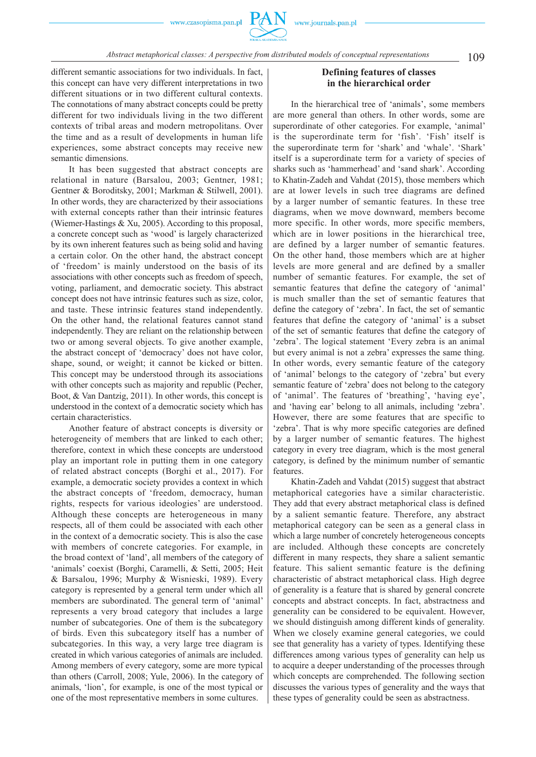different semantic associations for two individuals. In fact, this concept can have very different interpretations in two different situations or in two different cultural contexts. The connotations of many abstract concepts could be pretty different for two individuals living in the two different contexts of tribal areas and modern metropolitans. Over the time and as a result of developments in human life experiences, some abstract concepts may receive new semantic dimensions.

It has been suggested that abstract concepts are relational in nature (Barsalou, 2003; Gentner, 1981; Gentner & Boroditsky, 2001; Markman & Stilwell, 2001). In other words, they are characterized by their associations with external concepts rather than their intrinsic features (Wiemer-Hastings & Xu, 2005). According to this proposal, a concrete concept such as 'wood' is largely characterized by its own inherent features such as being solid and having a certain color. On the other hand, the abstract concept of 'freedom' is mainly understood on the basis of its associations with other concepts such as freedom of speech, voting, parliament, and democratic society. This abstract concept does not have intrinsic features such as size, color, and taste. These intrinsic features stand independently. On the other hand, the relational features cannot stand independently. They are reliant on the relationship between two or among several objects. To give another example, the abstract concept of 'democracy' does not have color, shape, sound, or weight; it cannot be kicked or bitten. This concept may be understood through its associations with other concepts such as majority and republic (Pecher, Boot, & Van Dantzig, 2011). In other words, this concept is understood in the context of a democratic society which has certain characteristics.

Another feature of abstract concepts is diversity or heterogeneity of members that are linked to each other; therefore, context in which these concepts are understood play an important role in putting them in one category of related abstract concepts (Borghi et al., 2017). For example, a democratic society provides a context in which the abstract concepts of 'freedom, democracy, human rights, respects for various ideologies' are understood. Although these concepts are heterogeneous in many respects, all of them could be associated with each other in the context of a democratic society. This is also the case with members of concrete categories. For example, in the broad context of 'land', all members of the category of 'animals' coexist (Borghi, Caramelli, & Setti, 2005; Heit & Barsalou, 1996; Murphy & Wisnieski, 1989). Every category is represented by a general term under which all members are subordinated. The general term of 'animal' represents a very broad category that includes a large number of subcategories. One of them is the subcategory of birds. Even this subcategory itself has a number of subcategories. In this way, a very large tree diagram is created in which various categories of animals are included. Among members of every category, some are more typical than others (Carroll, 2008; Yule, 2006). In the category of animals, 'lion', for example, is one of the most typical or one of the most representative members in some cultures.

## Defining features of classes in the hierarchical order

In the hierarchical tree of 'animals', some members are more general than others. In other words, some are superordinate of other categories. For example, 'animal' is the superordinate term for 'fish'. 'Fish' itself is the superordinate term for 'shark' and 'whale'. 'Shark' itself is a superordinate term for a variety of species of sharks such as 'hammerhead' and 'sand shark'. According to Khatin-Zadeh and Vahdat (2015), those members which are at lower levels in such tree diagrams are defined by a larger number of semantic features. In these tree diagrams, when we move downward, members become more specific. In other words, more specific members, which are in lower positions in the hierarchical tree, are defined by a larger number of semantic features. On the other hand, those members which are at higher levels are more general and are defined by a smaller number of semantic features. For example, the set of semantic features that define the category of 'animal' is much smaller than the set of semantic features that define the category of 'zebra'. In fact, the set of semantic features that define the category of 'animal' is a subset of the set of semantic features that define the category of 'zebra'. The logical statement 'Every zebra is an animal but every animal is not a zebra' expresses the same thing. In other words, every semantic feature of the category of 'animal' belongs to the category of 'zebra' but every semantic feature of 'zebra' does not belong to the category of 'animal'. The features of 'breathing', 'having eye', and 'having ear' belong to all animals, including 'zebra'. However, there are some features that are specific to 'zebra'. That is why more specific categories are defined by a larger number of semantic features. The highest category in every tree diagram, which is the most general category, is defined by the minimum number of semantic features.

Khatin-Zadeh and Vahdat (2015) suggest that abstract metaphorical categories have a similar characteristic. They add that every abstract metaphorical class is defined by a salient semantic feature. Therefore, any abstract metaphorical category can be seen as a general class in which a large number of concretely heterogeneous concepts are included. Although these concepts are concretely different in many respects, they share a salient semantic feature. This salient semantic feature is the defining characteristic of abstract metaphorical class. High degree of generality is a feature that is shared by general concrete concepts and abstract concepts. In fact, abstractness and generality can be considered to be equivalent. However, we should distinguish among different kinds of generality. When we closely examine general categories, we could see that generality has a variety of types. Identifying these differences among various types of generality can help us to acquire a deeper understanding of the processes through which concepts are comprehended. The following section discusses the various types of generality and the ways that these types of generality could be seen as abstractness.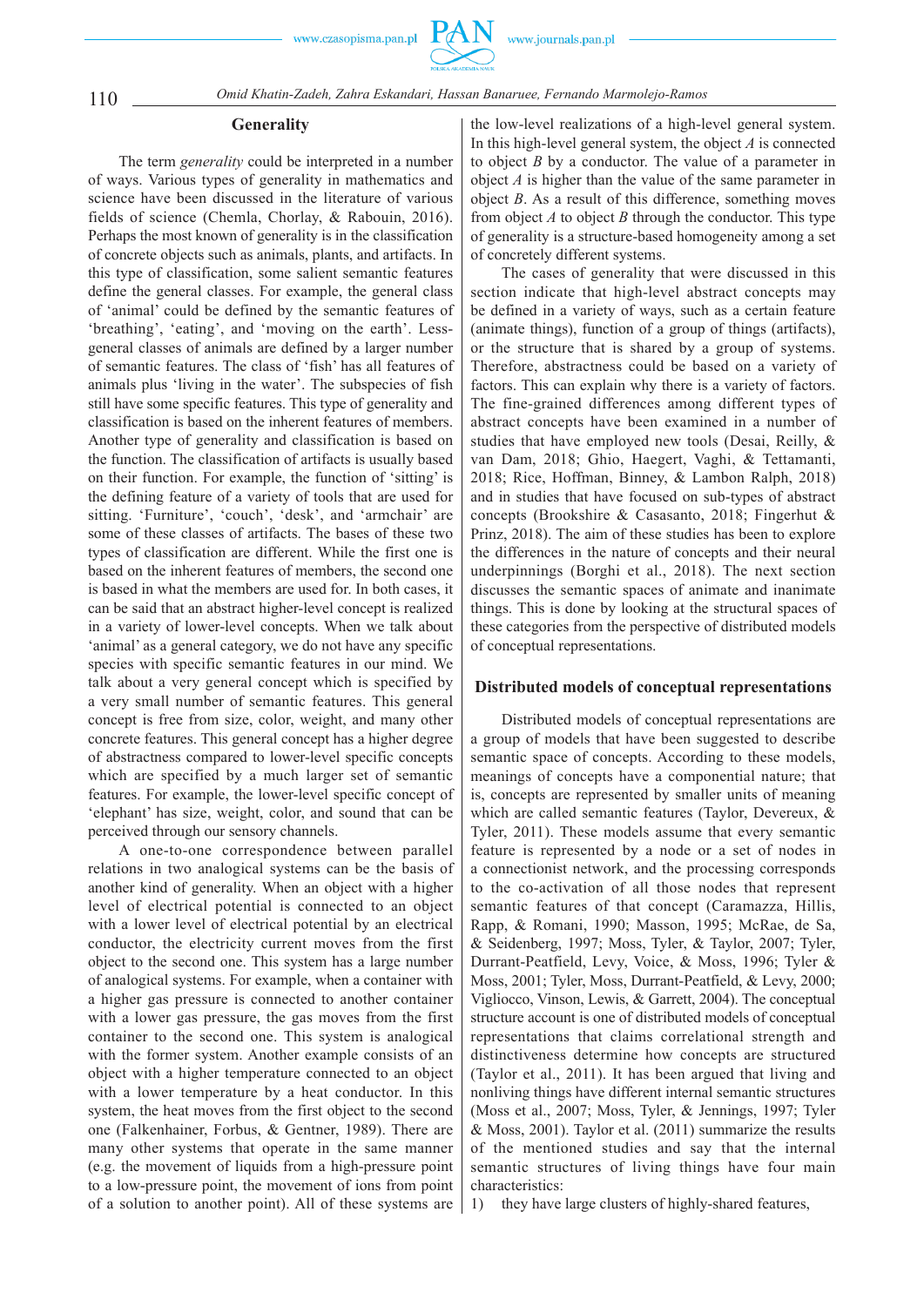## Generality

The term *generality* could be interpreted in a number of ways. Various types of generality in mathematics and science have been discussed in the literature of various fields of science (Chemla, Chorlay, & Rabouin, 2016). Perhaps the most known of generality is in the classification of concrete objects such as animals, plants, and artifacts. In this type of classification, some salient semantic features define the general classes. For example, the general class of 'animal' could be defined by the semantic features of 'breathing', 'eating', and 'moving on the earth'. Less-general classes of animals are defined by a larger number of semantic features. The class of 'fish' has all features of animals plus 'living in the water'. The subspecies of fish still have some specific features. This type of generality and classification is based on the inherent features of members. Another type of generality and classification is based on the function. The classification of artifacts is usually based on their function. For example, the function of 'sitting' is the defining feature of a variety of tools that are used for sitting. 'Furniture', 'couch', 'desk', and 'armchair' are some of these classes of artifacts. The bases of these two types of classification are different. While the first one is based on the inherent features of members, the second one is based in what the members are used for. In both cases, it can be said that an abstract higher-level concept is realized in a variety of lower-level concepts. When we talk about 'animal' as a general category, we do not have any specific species with specific semantic features in our mind. We talk about a very general concept which is specified by a very small number of semantic features. This general concept is free from size, color, weight, and many other concrete features. This general concept has a higher degree of abstractness compared to lower-level specific concepts which are specified by a much larger set of semantic features. For example, the lower-level specific concept of 'elephant' has size, weight, color, and sound that can be perceived through our sensory channels.

A one-to-one correspondence between parallel relations in two analogical systems can be the basis of another kind of generality. When an object with a higher level of electrical potential is connected to an object with a lower level of electrical potential by an electrical conductor, the electricity current moves from the first object to the second one. This system has a large number of analogical systems. For example, when a container with a higher gas pressure is connected to another container with a lower gas pressure, the gas moves from the first container to the second one. This system is analogical with the former system. Another example consists of an object with a higher temperature connected to an object with a lower temperature by a heat conductor. In this system, the heat moves from the first object to the second one (Falkenhainer, Forbus, & Gentner, 1989). There are many other systems that operate in the same manner (e.g. the movement of liquids from a high-pressure point to a low-pressure point, the movement of ions from point of a solution to another point). All of these systems are the low-level realizations of a high-level general system. In this high-level general system, the object *A* is connected to object *B* by a conductor. The value of a parameter in object *A* is higher than the value of the same parameter in object *B*. As a result of this difference, something moves from object *A* to object *B* through the conductor. This type of generality is a structure-based homogeneity among a set of concretely different systems.

The cases of generality that were discussed in this section indicate that high-level abstract concepts may be defined in a variety of ways, such as a certain feature (animate things), function of a group of things (artifacts), or the structure that is shared by a group of systems. Therefore, abstractness could be based on a variety of factors. This can explain why there is a variety of factors. The fine-grained differences among different types of abstract concepts have been examined in a number of studies that have employed new tools (Desai, Reilly, & van Dam, 2018; Ghio, Haegert, Vaghi, & Tettamanti, 2018; Rice, Hoffman, Binney, & Lambon Ralph, 2018) and in studies that have focused on sub-types of abstract concepts (Brookshire & Casasanto, 2018; Fingerhut & Prinz, 2018). The aim of these studies has been to explore the differences in the nature of concepts and their neural underpinnings (Borghi et al., 2018). The next section discusses the semantic spaces of animate and inanimate things. This is done by looking at the structural spaces of these categories from the perspective of distributed models of conceptual representations.

## Distributed models of conceptual representations

Distributed models of conceptual representations are a group of models that have been suggested to describe semantic space of concepts. According to these models, meanings of concepts have a componential nature; that is, concepts are represented by smaller units of meaning which are called semantic features (Taylor, Devereux, & Tyler, 2011). These models assume that every semantic feature is represented by a node or a set of nodes in a connectionist network, and the processing corresponds to the co-activation of all those nodes that represent semantic features of that concept (Caramazza, Hillis, Rapp, & Romani, 1990; Masson, 1995; McRae, de Sa, & Seidenberg, 1997; Moss, Tyler, & Taylor, 2007; Tyler, Durrant-Peatfield, Levy, Voice, & Moss, 1996; Tyler & Moss, 2001; Tyler, Moss, Durrant-Peatfield, & Levy, 2000; Vigliocco, Vinson, Lewis, & Garrett, 2004). The conceptual structure account is one of distributed models of conceptual representations that claims correlational strength and distinctiveness determine how concepts are structured (Taylor et al., 2011). It has been argued that living and nonliving things have different internal semantic structures (Moss et al., 2007; Moss, Tyler, & Jennings, 1997; Tyler & Moss, 2001). Taylor et al. (2011) summarize the results of the mentioned studies and say that the internal semantic structures of living things have four main characteristics:

1) they have large clusters of highly-shared features,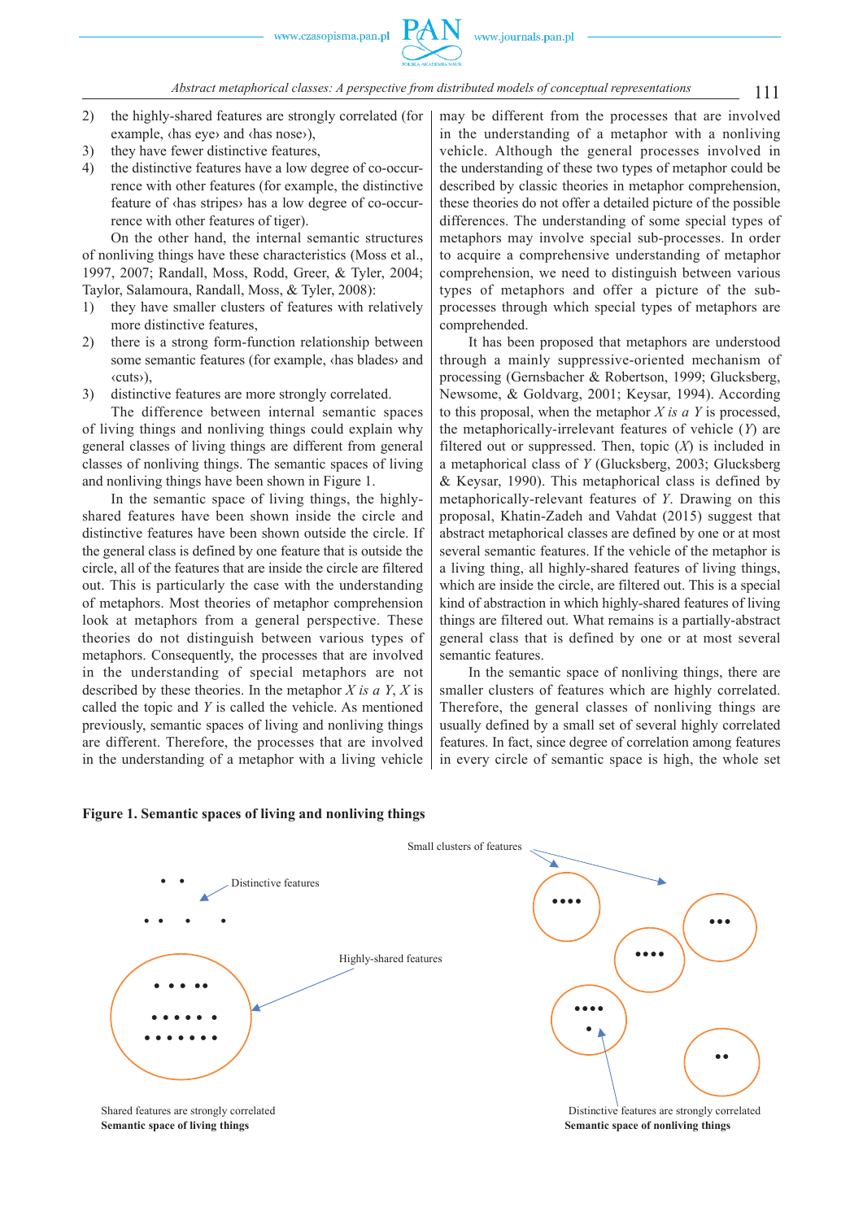2) the highly-shared features are strongly correlated (for example, ‹has eye› and ‹has nose›),
3) they have fewer distinctive features,
4) the distinctive features have a low degree of co-occurrence with other features (for example, the distinctive feature of ‹has stripes› has a low degree of co-occurrence with other features of tiger).

On the other hand, the internal semantic structures of nonliving things have these characteristics (Moss et al., 1997, 2007; Randall, Moss, Rodd, Greer, & Tyler, 2004; Taylor, Salamoura, Randall, Moss, & Tyler, 2008):

1) they have smaller clusters of features with relatively more distinctive features,
2) there is a strong form-function relationship between some semantic features (for example, ‹has blades› and ‹cuts›),
3) distinctive features are more strongly correlated.

The difference between internal semantic spaces of living things and nonliving things could explain why general classes of living things are different from general classes of nonliving things. The semantic spaces of living and nonliving things have been shown in Figure 1.

In the semantic space of living things, the highly-shared features have been shown inside the circle and distinctive features have been shown outside the circle. If the general class is defined by one feature that is outside the circle, all of the features that are inside the circle are filtered out. This is particularly the case with the understanding of metaphors. Most theories of metaphor comprehension look at metaphors from a general perspective. These theories do not distinguish between various types of metaphors. Consequently, the processes that are involved in the understanding of special metaphors are not described by these theories. In the metaphor *X is a Y*, *X* is called the topic and *Y* is called the vehicle. As mentioned previously, semantic spaces of living and nonliving things are different. Therefore, the processes that are involved in the understanding of a metaphor with a living vehicle may be different from the processes that are involved in the understanding of a metaphor with a nonliving vehicle. Although the general processes involved in the understanding of these two types of metaphor could be described by classic theories in metaphor comprehension, these theories do not offer a detailed picture of the possible differences. The understanding of some special types of metaphors may involve special sub-processes. In order to acquire a comprehensive understanding of metaphor comprehension, we need to distinguish between various types of metaphors and offer a picture of the sub-processes through which special types of metaphors are comprehended.

It has been proposed that metaphors are understood through a mainly suppressive-oriented mechanism of processing (Gernsbacher & Robertson, 1999; Glucksberg, Newsome, & Goldvarg, 2001; Keysar, 1994). According to this proposal, when the metaphor *X is a Y* is processed, the metaphorically-irrelevant features of vehicle (*Y*) are filtered out or suppressed. Then, topic (*X*) is included in a metaphorical class of *Y* (Glucksberg, 2003; Glucksberg & Keysar, 1990). This metaphorical class is defined by metaphorically-relevant features of *Y*. Drawing on this proposal, Khatin-Zadeh and Vahdat (2015) suggest that abstract metaphorical classes are defined by one or at most several semantic features. If the vehicle of the metaphor is a living thing, all highly-shared features of living things, which are inside the circle, are filtered out. This is a special kind of abstraction in which highly-shared features of living things are filtered out. What remains is a partially-abstract general class that is defined by one or at most several semantic features.

In the semantic space of nonliving things, there are smaller clusters of features which are highly correlated. Therefore, the general classes of nonliving things are usually defined by a small set of several highly correlated features. In fact, since degree of correlation among features in every circle of semantic space is high, the whole set

**Figure 1. Semantic spaces of living and nonliving things**

Distinctive features

Highly-shared features

Shared features are strongly correlated
**Semantic space of living things**

Small clusters of features

Distinctive features are strongly correlated
**Semantic space of nonliving things**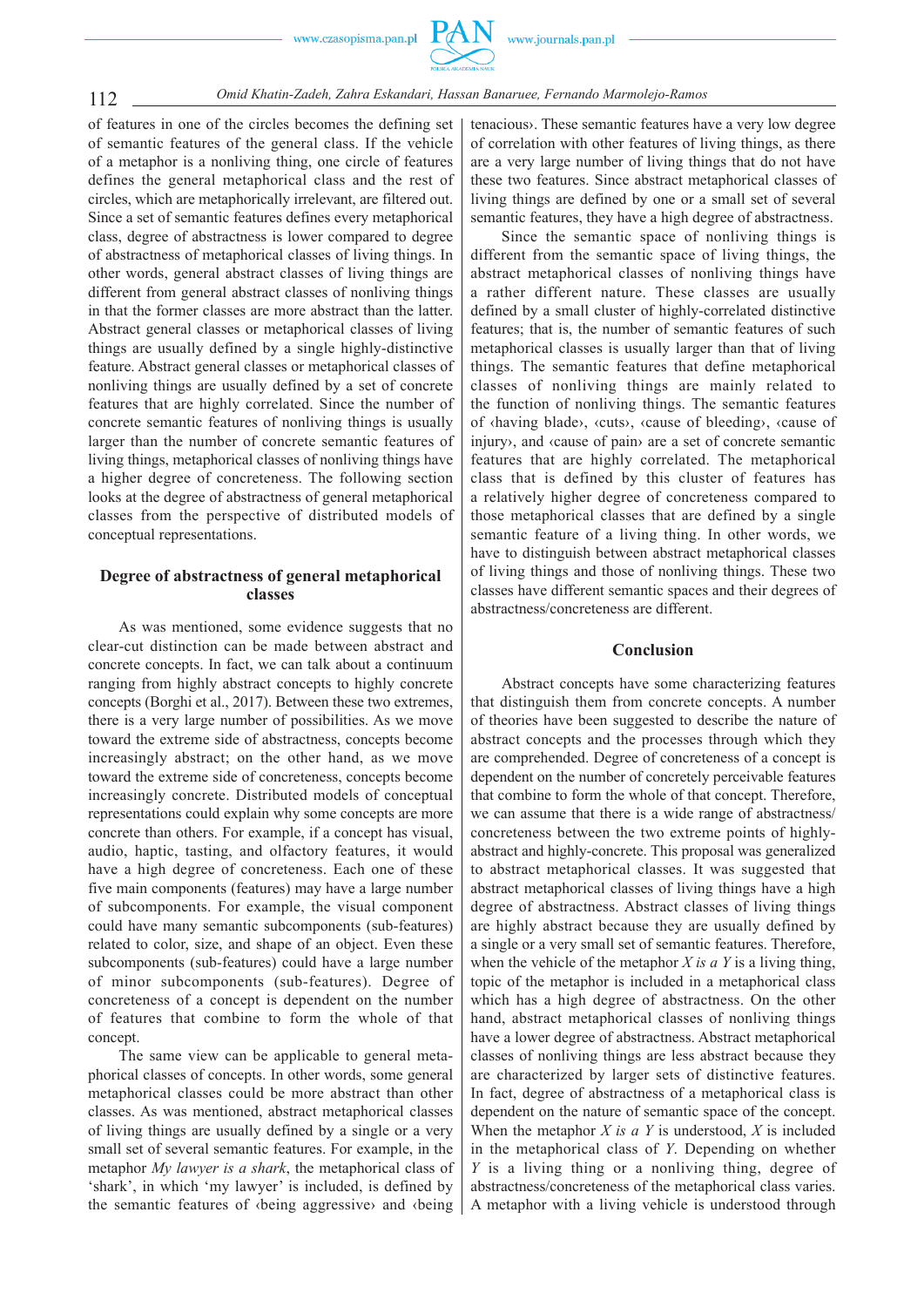of features in one of the circles becomes the defining set of semantic features of the general class. If the vehicle of a metaphor is a nonliving thing, one circle of features defines the general metaphorical class and the rest of circles, which are metaphorically irrelevant, are filtered out. Since a set of semantic features defines every metaphorical class, degree of abstractness is lower compared to degree of abstractness of metaphorical classes of living things. In other words, general abstract classes of living things are different from general abstract classes of nonliving things in that the former classes are more abstract than the latter. Abstract general classes or metaphorical classes of living things are usually defined by a single highly-distinctive feature. Abstract general classes or metaphorical classes of nonliving things are usually defined by a set of concrete features that are highly correlated. Since the number of concrete semantic features of nonliving things is usually larger than the number of concrete semantic features of living things, metaphorical classes of nonliving things have a higher degree of concreteness. The following section looks at the degree of abstractness of general metaphorical classes from the perspective of distributed models of conceptual representations.

## Degree of abstractness of general metaphorical classes

As was mentioned, some evidence suggests that no clear-cut distinction can be made between abstract and concrete concepts. In fact, we can talk about a continuum ranging from highly abstract concepts to highly concrete concepts (Borghi et al., 2017). Between these two extremes, there is a very large number of possibilities. As we move toward the extreme side of abstractness, concepts become increasingly abstract; on the other hand, as we move toward the extreme side of concreteness, concepts become increasingly concrete. Distributed models of conceptual representations could explain why some concepts are more concrete than others. For example, if a concept has visual, audio, haptic, tasting, and olfactory features, it would have a high degree of concreteness. Each one of these five main components (features) may have a large number of subcomponents. For example, the visual component could have many semantic subcomponents (sub-features) related to color, size, and shape of an object. Even these subcomponents (sub-features) could have a large number of minor subcomponents (sub-features). Degree of concreteness of a concept is dependent on the number of features that combine to form the whole of that concept.

The same view can be applicable to general metaphorical classes of concepts. In other words, some general metaphorical classes could be more abstract than other classes. As was mentioned, abstract metaphorical classes of living things are usually defined by a single or a very small set of several semantic features. For example, in the metaphor *My lawyer is a shark*, the metaphorical class of 'shark', in which 'my lawyer' is included, is defined by the semantic features of ‹being aggressive› and ‹being tenacious›. These semantic features have a very low degree of correlation with other features of living things, as there are a very large number of living things that do not have these two features. Since abstract metaphorical classes of living things are defined by one or a small set of several semantic features, they have a high degree of abstractness.

Since the semantic space of nonliving things is different from the semantic space of living things, the abstract metaphorical classes of nonliving things have a rather different nature. These classes are usually defined by a small cluster of highly-correlated distinctive features; that is, the number of semantic features of such metaphorical classes is usually larger than that of living things. The semantic features that define metaphorical classes of nonliving things are mainly related to the function of nonliving things. The semantic features of ‹having blade›, ‹cuts›, ‹cause of bleeding›, ‹cause of injury›, and ‹cause of pain› are a set of concrete semantic features that are highly correlated. The metaphorical class that is defined by this cluster of features has a relatively higher degree of concreteness compared to those metaphorical classes that are defined by a single semantic feature of a living thing. In other words, we have to distinguish between abstract metaphorical classes of living things and those of nonliving things. These two classes have different semantic spaces and their degrees of abstractness/concreteness are different.

## Conclusion

Abstract concepts have some characterizing features that distinguish them from concrete concepts. A number of theories have been suggested to describe the nature of abstract concepts and the processes through which they are comprehended. Degree of concreteness of a concept is dependent on the number of concretely perceivable features that combine to form the whole of that concept. Therefore, we can assume that there is a wide range of abstractness/concreteness between the two extreme points of highly-abstract and highly-concrete. This proposal was generalized to abstract metaphorical classes. It was suggested that abstract metaphorical classes of living things have a high degree of abstractness. Abstract classes of living things are highly abstract because they are usually defined by a single or a very small set of semantic features. Therefore, when the vehicle of the metaphor *X is a Y* is a living thing, topic of the metaphor is included in a metaphorical class which has a high degree of abstractness. On the other hand, abstract metaphorical classes of nonliving things have a lower degree of abstractness. Abstract metaphorical classes of nonliving things are less abstract because they are characterized by larger sets of distinctive features. In fact, degree of abstractness of a metaphorical class is dependent on the nature of semantic space of the concept. When the metaphor *X is a Y* is understood, *X* is included in the metaphorical class of *Y*. Depending on whether *Y* is a living thing or a nonliving thing, degree of abstractness/concreteness of the metaphorical class varies. A metaphor with a living vehicle is understood through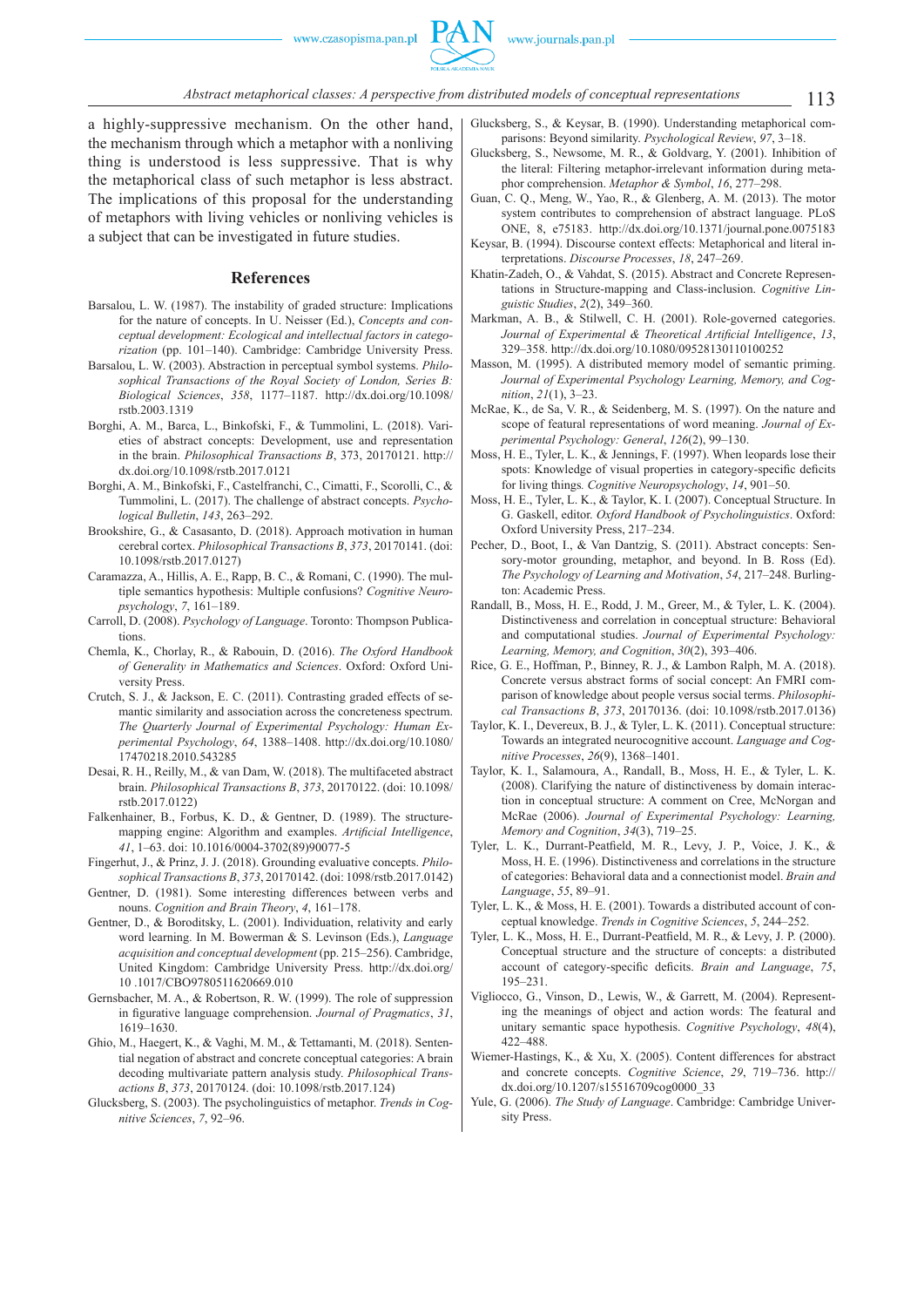a highly-suppressive mechanism. On the other hand, the mechanism through which a metaphor with a nonliving thing is understood is less suppressive. That is why the metaphorical class of such metaphor is less abstract. The implications of this proposal for the understanding of metaphors with living vehicles or nonliving vehicles is a subject that can be investigated in future studies.

## References

Barsalou, L. W. (1987). The instability of graded structure: Implications for the nature of concepts. In U. Neisser (Ed.), *Concepts and conceptual development: Ecological and intellectual factors in categorization* (pp. 101–140). Cambridge: Cambridge University Press.

Barsalou, L. W. (2003). Abstraction in perceptual symbol systems. *Philosophical Transactions of the Royal Society of London, Series B: Biological Sciences*, *358*, 1177–1187. http://dx.doi.org/10.1098/rstb.2003.1319

Borghi, A. M., Barca, L., Binkofski, F., & Tummolini, L. (2018). Varieties of abstract concepts: Development, use and representation in the brain. *Philosophical Transactions B*, 373, 20170121. http://dx.doi.org/10.1098/rstb.2017.0121

Borghi, A. M., Binkofski, F., Castelfranchi, C., Cimatti, F., Scorolli, C., & Tummolini, L. (2017). The challenge of abstract concepts. *Psychological Bulletin*, *143*, 263–292.

Brookshire, G., & Casasanto, D. (2018). Approach motivation in human cerebral cortex. *Philosophical Transactions B*, *373*, 20170141. (doi: 10.1098/rstb.2017.0127)

Caramazza, A., Hillis, A. E., Rapp, B. C., & Romani, C. (1990). The multiple semantics hypothesis: Multiple confusions? *Cognitive Neuropsychology*, *7*, 161–189.

Carroll, D. (2008). *Psychology of Language*. Toronto: Thompson Publications.

Chemla, K., Chorlay, R., & Rabouin, D. (2016). *The Oxford Handbook of Generality in Mathematics and Sciences*. Oxford: Oxford University Press.

Crutch, S. J., & Jackson, E. C. (2011). Contrasting graded effects of semantic similarity and association across the concreteness spectrum. *The Quarterly Journal of Experimental Psychology: Human Experimental Psychology*, *64*, 1388–1408. http://dx.doi.org/10.1080/17470218.2010.543285

Desai, R. H., Reilly, M., & van Dam, W. (2018). The multifaceted abstract brain. *Philosophical Transactions B*, *373*, 20170122. (doi: 10.1098/rstb.2017.0122)

Falkenhainer, B., Forbus, K. D., & Gentner, D. (1989). The structure-mapping engine: Algorithm and examples. *Artificial Intelligence*, *41*, 1–63. doi: 10.1016/0004-3702(89)90077-5

Fingerhut, J., & Prinz, J. J. (2018). Grounding evaluative concepts. *Philosophical Transactions B*, *373*, 20170142. (doi: 1098/rstb.2017.0142)

Gentner, D. (1981). Some interesting differences between verbs and nouns. *Cognition and Brain Theory*, *4*, 161–178.

Gentner, D., & Boroditsky, L. (2001). Individuation, relativity and early word learning. In M. Bowerman & S. Levinson (Eds.), *Language acquisition and conceptual development* (pp. 215–256). Cambridge, United Kingdom: Cambridge University Press. http://dx.doi.org/10 .1017/CBO9780511620669.010

Gernsbacher, M. A., & Robertson, R. W. (1999). The role of suppression in figurative language comprehension. *Journal of Pragmatics*, *31*, 1619–1630.

Ghio, M., Haegert, K., & Vaghi, M. M., & Tettamanti, M. (2018). Sentential negation of abstract and concrete conceptual categories: A brain decoding multivariate pattern analysis study. *Philosophical Transactions B*, *373*, 20170124. (doi: 10.1098/rstb.2017.124)

Glucksberg, S. (2003). The psycholinguistics of metaphor. *Trends in Cognitive Sciences*, *7*, 92–96.

Glucksberg, S., & Keysar, B. (1990). Understanding metaphorical comparisons: Beyond similarity. *Psychological Review*, *97*, 3–18.

Glucksberg, S., Newsome, M. R., & Goldvarg, Y. (2001). Inhibition of the literal: Filtering metaphor-irrelevant information during metaphor comprehension. *Metaphor & Symbol*, *16*, 277–298.

Guan, C. Q., Meng, W., Yao, R., & Glenberg, A. M. (2013). The motor system contributes to comprehension of abstract language. PLoS ONE, 8, e75183. http://dx.doi.org/10.1371/journal.pone.0075183

Keysar, B. (1994). Discourse context effects: Metaphorical and literal interpretations. *Discourse Processes*, *18*, 247–269.

Khatin-Zadeh, O., & Vahdat, S. (2015). Abstract and Concrete Representations in Structure-mapping and Class-inclusion. *Cognitive Linguistic Studies*, *2*(2), 349–360.

Markman, A. B., & Stilwell, C. H. (2001). Role-governed categories. *Journal of Experimental & Theoretical Artificial Intelligence*, *13*, 329–358. http://dx.doi.org/10.1080/09528130110100252

Masson, M. (1995). A distributed memory model of semantic priming. *Journal of Experimental Psychology Learning, Memory, and Cognition*, *21*(1), 3–23.

McRae, K., de Sa, V. R., & Seidenberg, M. S. (1997). On the nature and scope of featural representations of word meaning. *Journal of Experimental Psychology: General*, *126*(2), 99–130.

Moss, H. E., Tyler, L. K., & Jennings, F. (1997). When leopards lose their spots: Knowledge of visual properties in category-specific deficits for living things*. Cognitive Neuropsychology*, *14*, 901–50.

Moss, H. E., Tyler, L. K., & Taylor, K. I. (2007). Conceptual Structure. In G. Gaskell, editor. *Oxford Handbook of Psycholinguistics*. Oxford: Oxford University Press, 217–234.

Pecher, D., Boot, I., & Van Dantzig, S. (2011). Abstract concepts: Sensory-motor grounding, metaphor, and beyond. In B. Ross (Ed). *The Psychology of Learning and Motivation*, *54*, 217–248. Burlington: Academic Press.

Randall, B., Moss, H. E., Rodd, J. M., Greer, M., & Tyler, L. K. (2004). Distinctiveness and correlation in conceptual structure: Behavioral and computational studies. *Journal of Experimental Psychology: Learning, Memory, and Cognition*, *30*(2), 393–406.

Rice, G. E., Hoffman, P., Binney, R. J., & Lambon Ralph, M. A. (2018). Concrete versus abstract forms of social concept: An FMRI comparison of knowledge about people versus social terms. *Philosophical Transactions B*, *373*, 20170136. (doi: 10.1098/rstb.2017.0136)

Taylor, K. I., Devereux, B. J., & Tyler, L. K. (2011). Conceptual structure: Towards an integrated neurocognitive account. *Language and Cognitive Processes*, *26*(9), 1368–1401.

Taylor, K. I., Salamoura, A., Randall, B., Moss, H. E., & Tyler, L. K. (2008). Clarifying the nature of distinctiveness by domain interaction in conceptual structure: A comment on Cree, McNorgan and McRae (2006). *Journal of Experimental Psychology: Learning, Memory and Cognition*, *34*(3), 719–25.

Tyler, L. K., Durrant-Peatfield, M. R., Levy, J. P., Voice, J. K., & Moss, H. E. (1996). Distinctiveness and correlations in the structure of categories: Behavioral data and a connectionist model. *Brain and Language*, *55*, 89–91.

Tyler, L. K., & Moss, H. E. (2001). Towards a distributed account of conceptual knowledge. *Trends in Cognitive Sciences*, *5*, 244–252.

Tyler, L. K., Moss, H. E., Durrant-Peatfield, M. R., & Levy, J. P. (2000). Conceptual structure and the structure of concepts: a distributed account of category-specific deficits. *Brain and Language*, *75*, 195–231.

Vigliocco, G., Vinson, D., Lewis, W., & Garrett, M. (2004). Representing the meanings of object and action words: The featural and unitary semantic space hypothesis. *Cognitive Psychology*, *48*(4), 422–488.

Wiemer-Hastings, K., & Xu, X. (2005). Content differences for abstract and concrete concepts. *Cognitive Science*, *29*, 719–736. http://dx.doi.org/10.1207/s15516709cog0000_33

Yule, G. (2006). *The Study of Language*. Cambridge: Cambridge University Press.